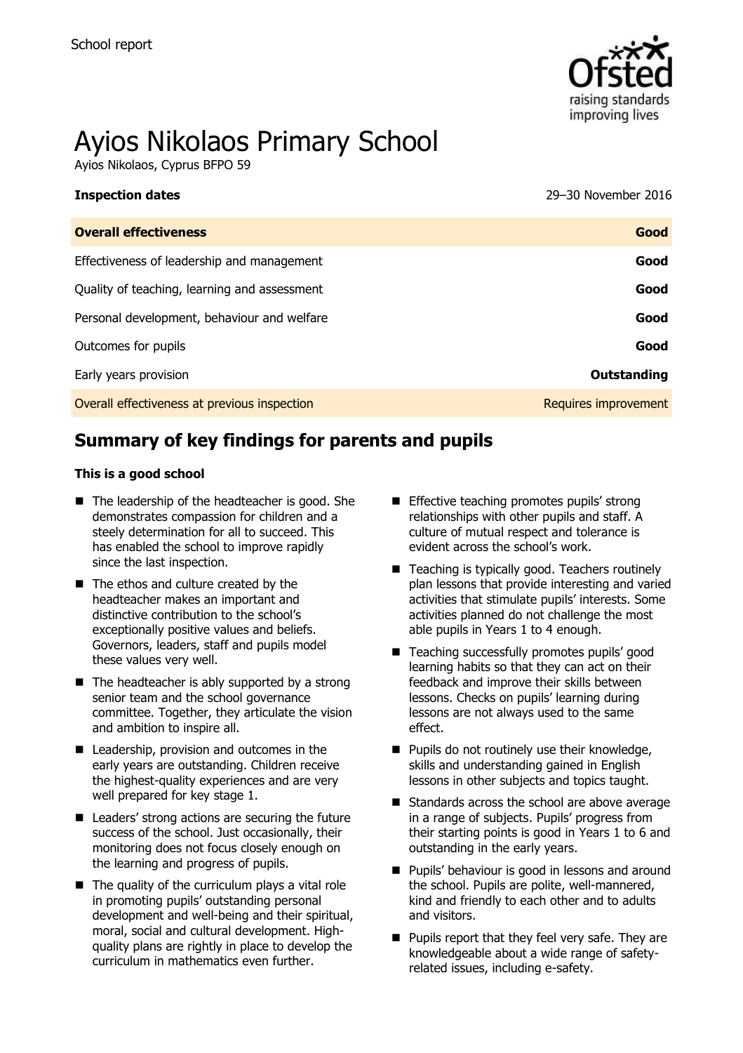School report

# Ayios Nikolaos Primary School

Ayios Nikolaos, Cyprus BFPO 59

| | |
|---|---|
| **Inspection dates** | 29–30 November 2016 |
| **Overall effectiveness** | **Good** |
| Effectiveness of leadership and management | **Good** |
| Quality of teaching, learning and assessment | **Good** |
| Personal development, behaviour and welfare | **Good** |
| Outcomes for pupils | **Good** |
| Early years provision | **Outstanding** |
| Overall effectiveness at previous inspection | Requires improvement |

## Summary of key findings for parents and pupils

**This is a good school**

- The leadership of the headteacher is good. She demonstrates compassion for children and a steely determination for all to succeed. This has enabled the school to improve rapidly since the last inspection.
- The ethos and culture created by the headteacher makes an important and distinctive contribution to the school's exceptionally positive values and beliefs. Governors, leaders, staff and pupils model these values very well.
- The headteacher is ably supported by a strong senior team and the school governance committee. Together, they articulate the vision and ambition to inspire all.
- Leadership, provision and outcomes in the early years are outstanding. Children receive the highest-quality experiences and are very well prepared for key stage 1.
- Leaders' strong actions are securing the future success of the school. Just occasionally, their monitoring does not focus closely enough on the learning and progress of pupils.
- The quality of the curriculum plays a vital role in promoting pupils' outstanding personal development and well-being and their spiritual, moral, social and cultural development. High-quality plans are rightly in place to develop the curriculum in mathematics even further.
- Effective teaching promotes pupils' strong relationships with other pupils and staff. A culture of mutual respect and tolerance is evident across the school's work.
- Teaching is typically good. Teachers routinely plan lessons that provide interesting and varied activities that stimulate pupils' interests. Some activities planned do not challenge the most able pupils in Years 1 to 4 enough.
- Teaching successfully promotes pupils' good learning habits so that they can act on their feedback and improve their skills between lessons. Checks on pupils' learning during lessons are not always used to the same effect.
- Pupils do not routinely use their knowledge, skills and understanding gained in English lessons in other subjects and topics taught.
- Standards across the school are above average in a range of subjects. Pupils' progress from their starting points is good in Years 1 to 6 and outstanding in the early years.
- Pupils' behaviour is good in lessons and around the school. Pupils are polite, well-mannered, kind and friendly to each other and to adults and visitors.
- Pupils report that they feel very safe. They are knowledgeable about a wide range of safety-related issues, including e-safety.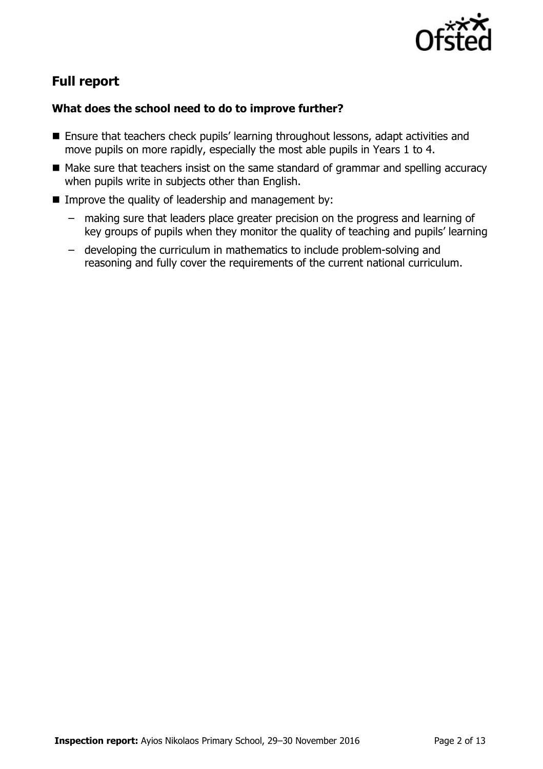## Full report

### What does the school need to do to improve further?

- Ensure that teachers check pupils' learning throughout lessons, adapt activities and move pupils on more rapidly, especially the most able pupils in Years 1 to 4.
- Make sure that teachers insist on the same standard of grammar and spelling accuracy when pupils write in subjects other than English.
- Improve the quality of leadership and management by:
  - making sure that leaders place greater precision on the progress and learning of key groups of pupils when they monitor the quality of teaching and pupils' learning
  - developing the curriculum in mathematics to include problem-solving and reasoning and fully cover the requirements of the current national curriculum.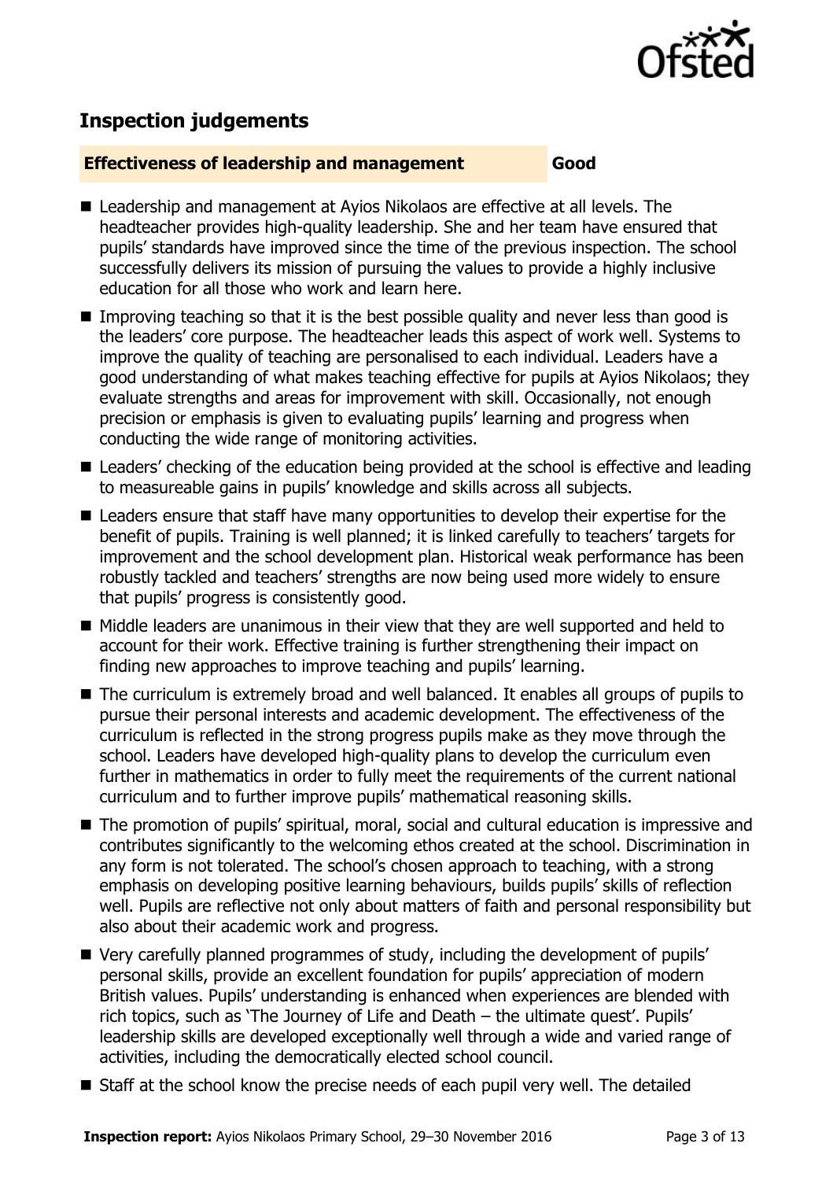## Inspection judgements

**Effectiveness of leadership and management** **Good**

- Leadership and management at Ayios Nikolaos are effective at all levels. The headteacher provides high-quality leadership. She and her team have ensured that pupils' standards have improved since the time of the previous inspection. The school successfully delivers its mission of pursuing the values to provide a highly inclusive education for all those who work and learn here.
- Improving teaching so that it is the best possible quality and never less than good is the leaders' core purpose. The headteacher leads this aspect of work well. Systems to improve the quality of teaching are personalised to each individual. Leaders have a good understanding of what makes teaching effective for pupils at Ayios Nikolaos; they evaluate strengths and areas for improvement with skill. Occasionally, not enough precision or emphasis is given to evaluating pupils' learning and progress when conducting the wide range of monitoring activities.
- Leaders' checking of the education being provided at the school is effective and leading to measureable gains in pupils' knowledge and skills across all subjects.
- Leaders ensure that staff have many opportunities to develop their expertise for the benefit of pupils. Training is well planned; it is linked carefully to teachers' targets for improvement and the school development plan. Historical weak performance has been robustly tackled and teachers' strengths are now being used more widely to ensure that pupils' progress is consistently good.
- Middle leaders are unanimous in their view that they are well supported and held to account for their work. Effective training is further strengthening their impact on finding new approaches to improve teaching and pupils' learning.
- The curriculum is extremely broad and well balanced. It enables all groups of pupils to pursue their personal interests and academic development. The effectiveness of the curriculum is reflected in the strong progress pupils make as they move through the school. Leaders have developed high-quality plans to develop the curriculum even further in mathematics in order to fully meet the requirements of the current national curriculum and to further improve pupils' mathematical reasoning skills.
- The promotion of pupils' spiritual, moral, social and cultural education is impressive and contributes significantly to the welcoming ethos created at the school. Discrimination in any form is not tolerated. The school's chosen approach to teaching, with a strong emphasis on developing positive learning behaviours, builds pupils' skills of reflection well. Pupils are reflective not only about matters of faith and personal responsibility but also about their academic work and progress.
- Very carefully planned programmes of study, including the development of pupils' personal skills, provide an excellent foundation for pupils' appreciation of modern British values. Pupils' understanding is enhanced when experiences are blended with rich topics, such as 'The Journey of Life and Death – the ultimate quest'. Pupils' leadership skills are developed exceptionally well through a wide and varied range of activities, including the democratically elected school council.
- Staff at the school know the precise needs of each pupil very well. The detailed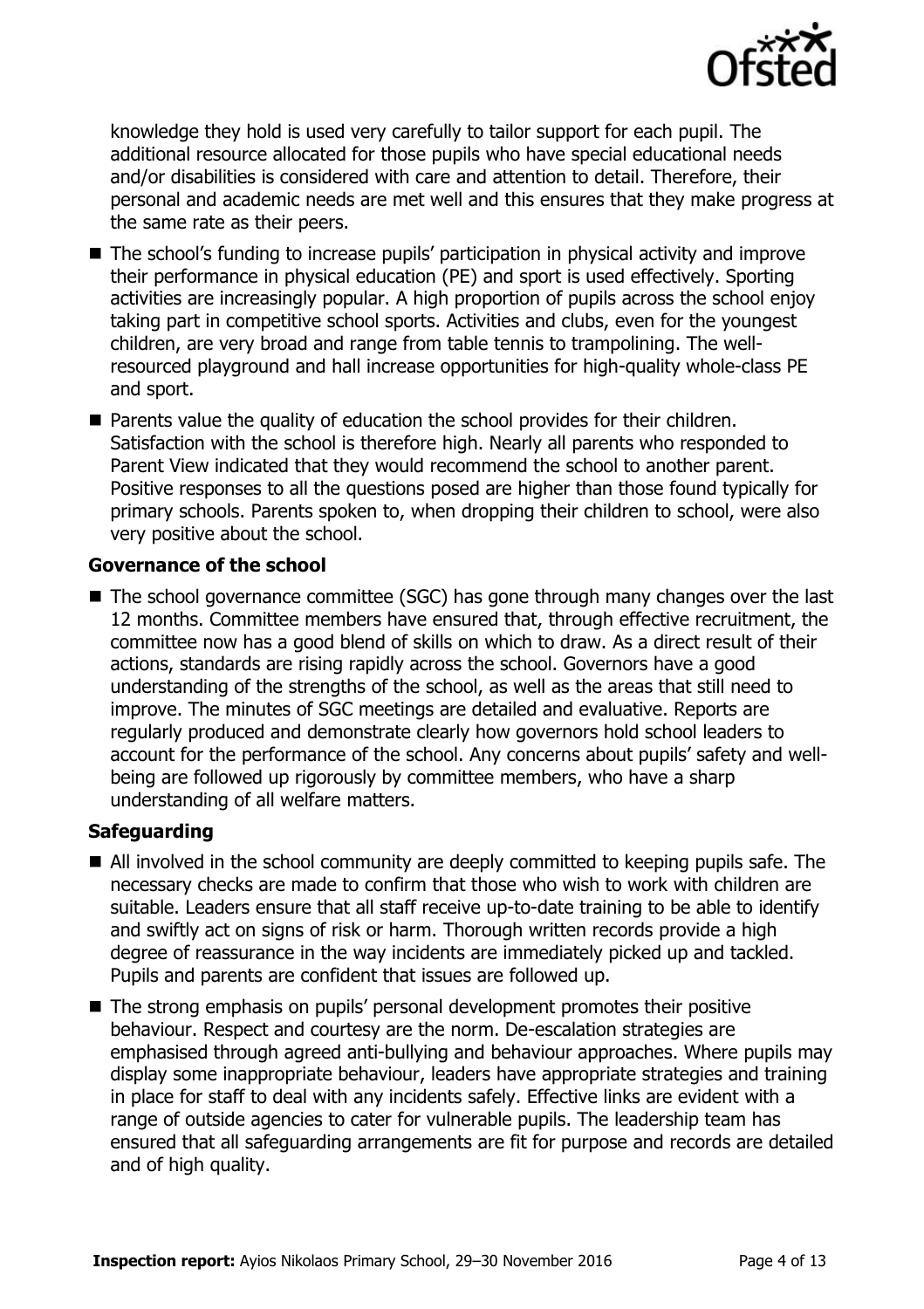knowledge they hold is used very carefully to tailor support for each pupil. The additional resource allocated for those pupils who have special educational needs and/or disabilities is considered with care and attention to detail. Therefore, their personal and academic needs are met well and this ensures that they make progress at the same rate as their peers.

- The school's funding to increase pupils' participation in physical activity and improve their performance in physical education (PE) and sport is used effectively. Sporting activities are increasingly popular. A high proportion of pupils across the school enjoy taking part in competitive school sports. Activities and clubs, even for the youngest children, are very broad and range from table tennis to trampolining. The well-resourced playground and hall increase opportunities for high-quality whole-class PE and sport.
- Parents value the quality of education the school provides for their children. Satisfaction with the school is therefore high. Nearly all parents who responded to Parent View indicated that they would recommend the school to another parent. Positive responses to all the questions posed are higher than those found typically for primary schools. Parents spoken to, when dropping their children to school, were also very positive about the school.

### Governance of the school

- The school governance committee (SGC) has gone through many changes over the last 12 months. Committee members have ensured that, through effective recruitment, the committee now has a good blend of skills on which to draw. As a direct result of their actions, standards are rising rapidly across the school. Governors have a good understanding of the strengths of the school, as well as the areas that still need to improve. The minutes of SGC meetings are detailed and evaluative. Reports are regularly produced and demonstrate clearly how governors hold school leaders to account for the performance of the school. Any concerns about pupils' safety and well-being are followed up rigorously by committee members, who have a sharp understanding of all welfare matters.

### Safeguarding

- All involved in the school community are deeply committed to keeping pupils safe. The necessary checks are made to confirm that those who wish to work with children are suitable. Leaders ensure that all staff receive up-to-date training to be able to identify and swiftly act on signs of risk or harm. Thorough written records provide a high degree of reassurance in the way incidents are immediately picked up and tackled. Pupils and parents are confident that issues are followed up.
- The strong emphasis on pupils' personal development promotes their positive behaviour. Respect and courtesy are the norm. De-escalation strategies are emphasised through agreed anti-bullying and behaviour approaches. Where pupils may display some inappropriate behaviour, leaders have appropriate strategies and training in place for staff to deal with any incidents safely. Effective links are evident with a range of outside agencies to cater for vulnerable pupils. The leadership team has ensured that all safeguarding arrangements are fit for purpose and records are detailed and of high quality.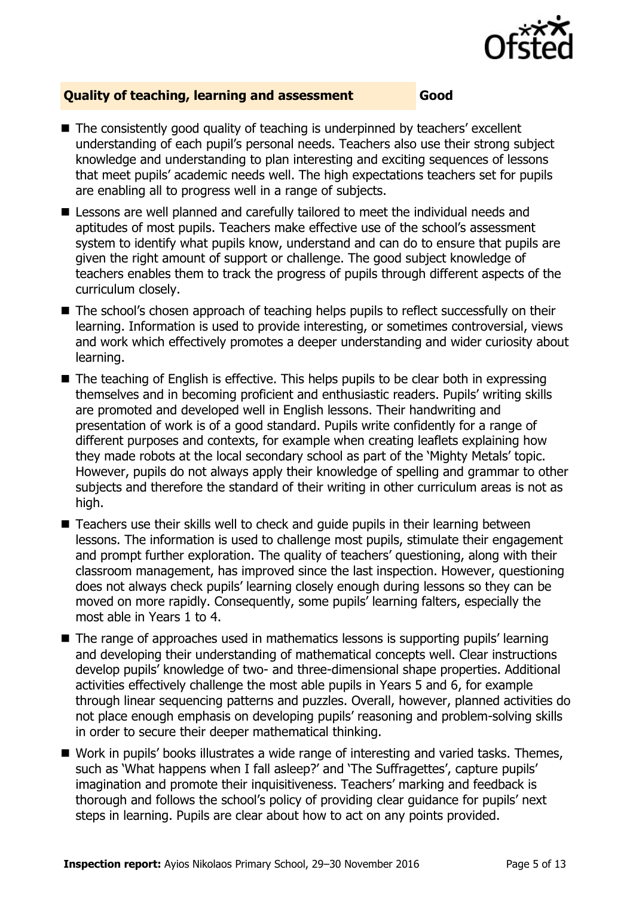## Quality of teaching, learning and assessment — Good

- The consistently good quality of teaching is underpinned by teachers' excellent understanding of each pupil's personal needs. Teachers also use their strong subject knowledge and understanding to plan interesting and exciting sequences of lessons that meet pupils' academic needs well. The high expectations teachers set for pupils are enabling all to progress well in a range of subjects.
- Lessons are well planned and carefully tailored to meet the individual needs and aptitudes of most pupils. Teachers make effective use of the school's assessment system to identify what pupils know, understand and can do to ensure that pupils are given the right amount of support or challenge. The good subject knowledge of teachers enables them to track the progress of pupils through different aspects of the curriculum closely.
- The school's chosen approach of teaching helps pupils to reflect successfully on their learning. Information is used to provide interesting, or sometimes controversial, views and work which effectively promotes a deeper understanding and wider curiosity about learning.
- The teaching of English is effective. This helps pupils to be clear both in expressing themselves and in becoming proficient and enthusiastic readers. Pupils' writing skills are promoted and developed well in English lessons. Their handwriting and presentation of work is of a good standard. Pupils write confidently for a range of different purposes and contexts, for example when creating leaflets explaining how they made robots at the local secondary school as part of the 'Mighty Metals' topic. However, pupils do not always apply their knowledge of spelling and grammar to other subjects and therefore the standard of their writing in other curriculum areas is not as high.
- Teachers use their skills well to check and guide pupils in their learning between lessons. The information is used to challenge most pupils, stimulate their engagement and prompt further exploration. The quality of teachers' questioning, along with their classroom management, has improved since the last inspection. However, questioning does not always check pupils' learning closely enough during lessons so they can be moved on more rapidly. Consequently, some pupils' learning falters, especially the most able in Years 1 to 4.
- The range of approaches used in mathematics lessons is supporting pupils' learning and developing their understanding of mathematical concepts well. Clear instructions develop pupils' knowledge of two- and three-dimensional shape properties. Additional activities effectively challenge the most able pupils in Years 5 and 6, for example through linear sequencing patterns and puzzles. Overall, however, planned activities do not place enough emphasis on developing pupils' reasoning and problem-solving skills in order to secure their deeper mathematical thinking.
- Work in pupils' books illustrates a wide range of interesting and varied tasks. Themes, such as 'What happens when I fall asleep?' and 'The Suffragettes', capture pupils' imagination and promote their inquisitiveness. Teachers' marking and feedback is thorough and follows the school's policy of providing clear guidance for pupils' next steps in learning. Pupils are clear about how to act on any points provided.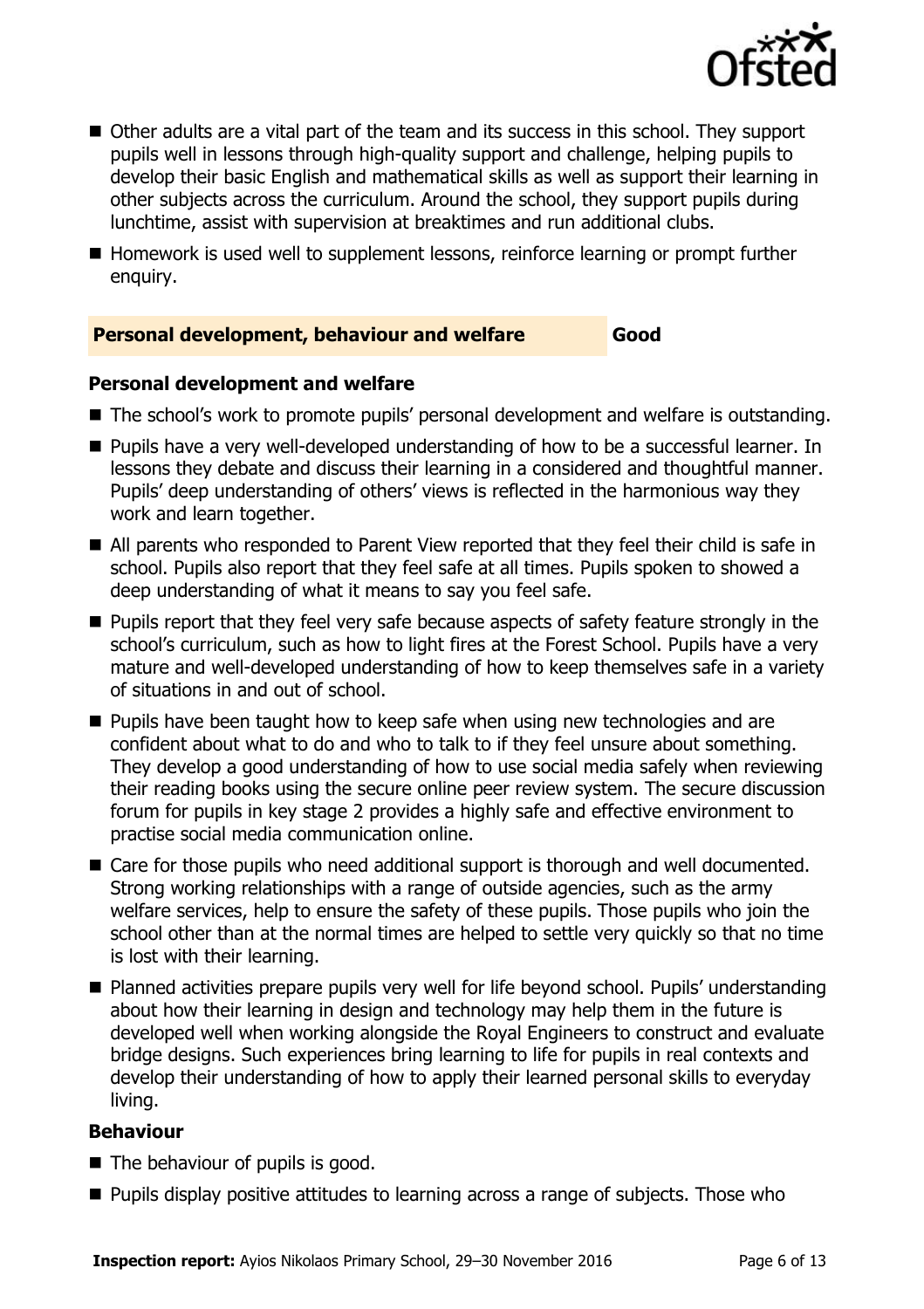- Other adults are a vital part of the team and its success in this school. They support pupils well in lessons through high-quality support and challenge, helping pupils to develop their basic English and mathematical skills as well as support their learning in other subjects across the curriculum. Around the school, they support pupils during lunchtime, assist with supervision at breaktimes and run additional clubs.
- Homework is used well to supplement lessons, reinforce learning or prompt further enquiry.

## Personal development, behaviour and welfare — Good

### Personal development and welfare

- The school's work to promote pupils' personal development and welfare is outstanding.
- Pupils have a very well-developed understanding of how to be a successful learner. In lessons they debate and discuss their learning in a considered and thoughtful manner. Pupils' deep understanding of others' views is reflected in the harmonious way they work and learn together.
- All parents who responded to Parent View reported that they feel their child is safe in school. Pupils also report that they feel safe at all times. Pupils spoken to showed a deep understanding of what it means to say you feel safe.
- Pupils report that they feel very safe because aspects of safety feature strongly in the school's curriculum, such as how to light fires at the Forest School. Pupils have a very mature and well-developed understanding of how to keep themselves safe in a variety of situations in and out of school.
- Pupils have been taught how to keep safe when using new technologies and are confident about what to do and who to talk to if they feel unsure about something. They develop a good understanding of how to use social media safely when reviewing their reading books using the secure online peer review system. The secure discussion forum for pupils in key stage 2 provides a highly safe and effective environment to practise social media communication online.
- Care for those pupils who need additional support is thorough and well documented. Strong working relationships with a range of outside agencies, such as the army welfare services, help to ensure the safety of these pupils. Those pupils who join the school other than at the normal times are helped to settle very quickly so that no time is lost with their learning.
- Planned activities prepare pupils very well for life beyond school. Pupils' understanding about how their learning in design and technology may help them in the future is developed well when working alongside the Royal Engineers to construct and evaluate bridge designs. Such experiences bring learning to life for pupils in real contexts and develop their understanding of how to apply their learned personal skills to everyday living.

### Behaviour

- The behaviour of pupils is good.
- Pupils display positive attitudes to learning across a range of subjects. Those who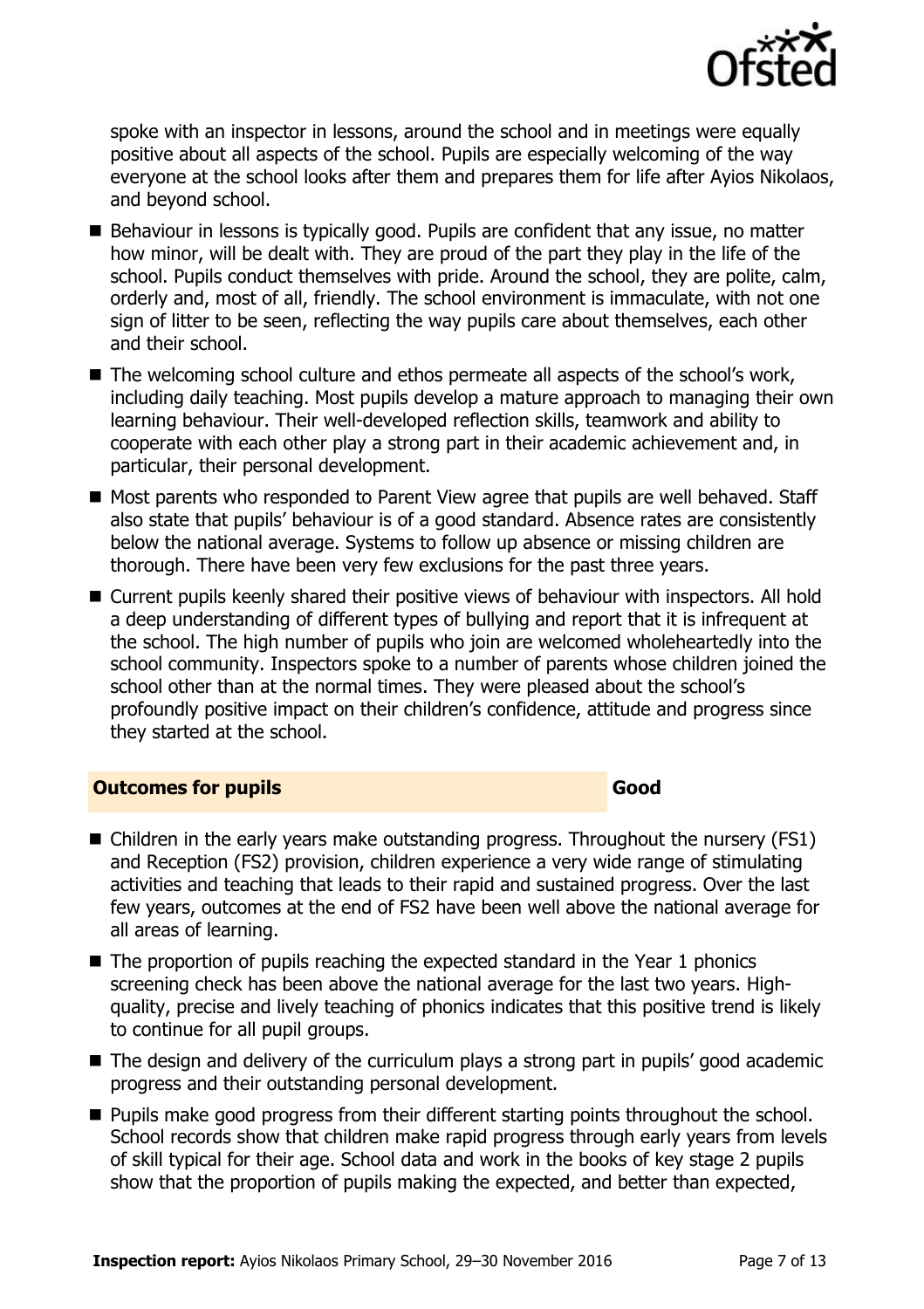spoke with an inspector in lessons, around the school and in meetings were equally positive about all aspects of the school. Pupils are especially welcoming of the way everyone at the school looks after them and prepares them for life after Ayios Nikolaos, and beyond school.

- Behaviour in lessons is typically good. Pupils are confident that any issue, no matter how minor, will be dealt with. They are proud of the part they play in the life of the school. Pupils conduct themselves with pride. Around the school, they are polite, calm, orderly and, most of all, friendly. The school environment is immaculate, with not one sign of litter to be seen, reflecting the way pupils care about themselves, each other and their school.
- The welcoming school culture and ethos permeate all aspects of the school's work, including daily teaching. Most pupils develop a mature approach to managing their own learning behaviour. Their well-developed reflection skills, teamwork and ability to cooperate with each other play a strong part in their academic achievement and, in particular, their personal development.
- Most parents who responded to Parent View agree that pupils are well behaved. Staff also state that pupils' behaviour is of a good standard. Absence rates are consistently below the national average. Systems to follow up absence or missing children are thorough. There have been very few exclusions for the past three years.
- Current pupils keenly shared their positive views of behaviour with inspectors. All hold a deep understanding of different types of bullying and report that it is infrequent at the school. The high number of pupils who join are welcomed wholeheartedly into the school community. Inspectors spoke to a number of parents whose children joined the school other than at the normal times. They were pleased about the school's profoundly positive impact on their children's confidence, attitude and progress since they started at the school.

## Outcomes for pupils — Good

- Children in the early years make outstanding progress. Throughout the nursery (FS1) and Reception (FS2) provision, children experience a very wide range of stimulating activities and teaching that leads to their rapid and sustained progress. Over the last few years, outcomes at the end of FS2 have been well above the national average for all areas of learning.
- The proportion of pupils reaching the expected standard in the Year 1 phonics screening check has been above the national average for the last two years. High-quality, precise and lively teaching of phonics indicates that this positive trend is likely to continue for all pupil groups.
- The design and delivery of the curriculum plays a strong part in pupils' good academic progress and their outstanding personal development.
- Pupils make good progress from their different starting points throughout the school. School records show that children make rapid progress through early years from levels of skill typical for their age. School data and work in the books of key stage 2 pupils show that the proportion of pupils making the expected, and better than expected,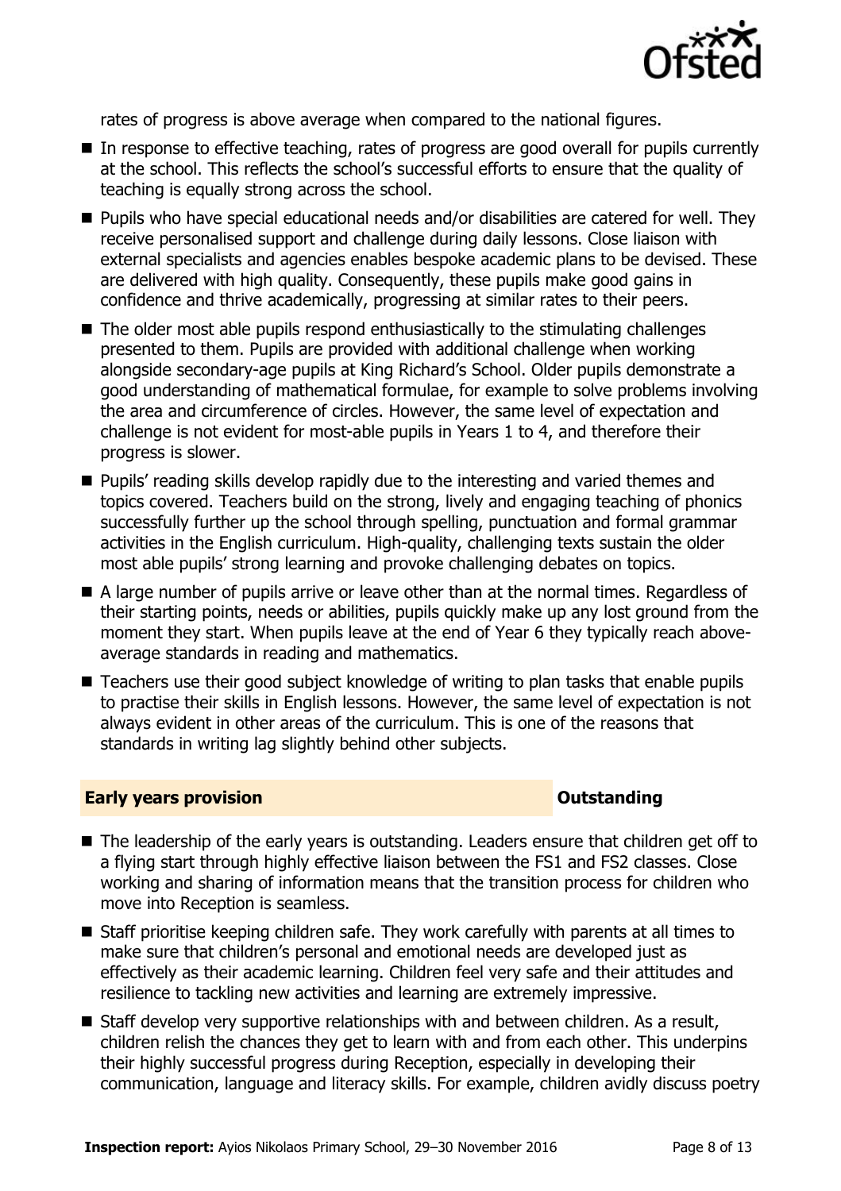rates of progress is above average when compared to the national figures.

- In response to effective teaching, rates of progress are good overall for pupils currently at the school. This reflects the school's successful efforts to ensure that the quality of teaching is equally strong across the school.
- Pupils who have special educational needs and/or disabilities are catered for well. They receive personalised support and challenge during daily lessons. Close liaison with external specialists and agencies enables bespoke academic plans to be devised. These are delivered with high quality. Consequently, these pupils make good gains in confidence and thrive academically, progressing at similar rates to their peers.
- The older most able pupils respond enthusiastically to the stimulating challenges presented to them. Pupils are provided with additional challenge when working alongside secondary-age pupils at King Richard's School. Older pupils demonstrate a good understanding of mathematical formulae, for example to solve problems involving the area and circumference of circles. However, the same level of expectation and challenge is not evident for most-able pupils in Years 1 to 4, and therefore their progress is slower.
- Pupils' reading skills develop rapidly due to the interesting and varied themes and topics covered. Teachers build on the strong, lively and engaging teaching of phonics successfully further up the school through spelling, punctuation and formal grammar activities in the English curriculum. High-quality, challenging texts sustain the older most able pupils' strong learning and provoke challenging debates on topics.
- A large number of pupils arrive or leave other than at the normal times. Regardless of their starting points, needs or abilities, pupils quickly make up any lost ground from the moment they start. When pupils leave at the end of Year 6 they typically reach above-average standards in reading and mathematics.
- Teachers use their good subject knowledge of writing to plan tasks that enable pupils to practise their skills in English lessons. However, the same level of expectation is not always evident in other areas of the curriculum. This is one of the reasons that standards in writing lag slightly behind other subjects.

## Early years provision — Outstanding

- The leadership of the early years is outstanding. Leaders ensure that children get off to a flying start through highly effective liaison between the FS1 and FS2 classes. Close working and sharing of information means that the transition process for children who move into Reception is seamless.
- Staff prioritise keeping children safe. They work carefully with parents at all times to make sure that children's personal and emotional needs are developed just as effectively as their academic learning. Children feel very safe and their attitudes and resilience to tackling new activities and learning are extremely impressive.
- Staff develop very supportive relationships with and between children. As a result, children relish the chances they get to learn with and from each other. This underpins their highly successful progress during Reception, especially in developing their communication, language and literacy skills. For example, children avidly discuss poetry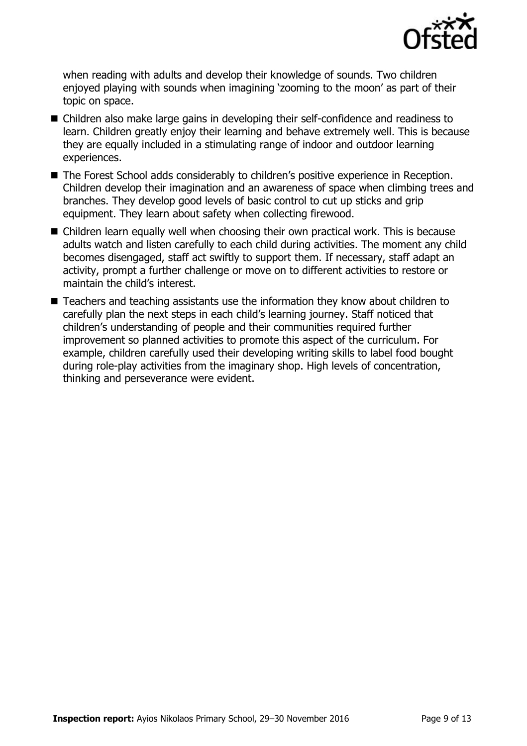when reading with adults and develop their knowledge of sounds. Two children enjoyed playing with sounds when imagining 'zooming to the moon' as part of their topic on space.

- Children also make large gains in developing their self-confidence and readiness to learn. Children greatly enjoy their learning and behave extremely well. This is because they are equally included in a stimulating range of indoor and outdoor learning experiences.
- The Forest School adds considerably to children's positive experience in Reception. Children develop their imagination and an awareness of space when climbing trees and branches. They develop good levels of basic control to cut up sticks and grip equipment. They learn about safety when collecting firewood.
- Children learn equally well when choosing their own practical work. This is because adults watch and listen carefully to each child during activities. The moment any child becomes disengaged, staff act swiftly to support them. If necessary, staff adapt an activity, prompt a further challenge or move on to different activities to restore or maintain the child's interest.
- Teachers and teaching assistants use the information they know about children to carefully plan the next steps in each child's learning journey. Staff noticed that children's understanding of people and their communities required further improvement so planned activities to promote this aspect of the curriculum. For example, children carefully used their developing writing skills to label food bought during role-play activities from the imaginary shop. High levels of concentration, thinking and perseverance were evident.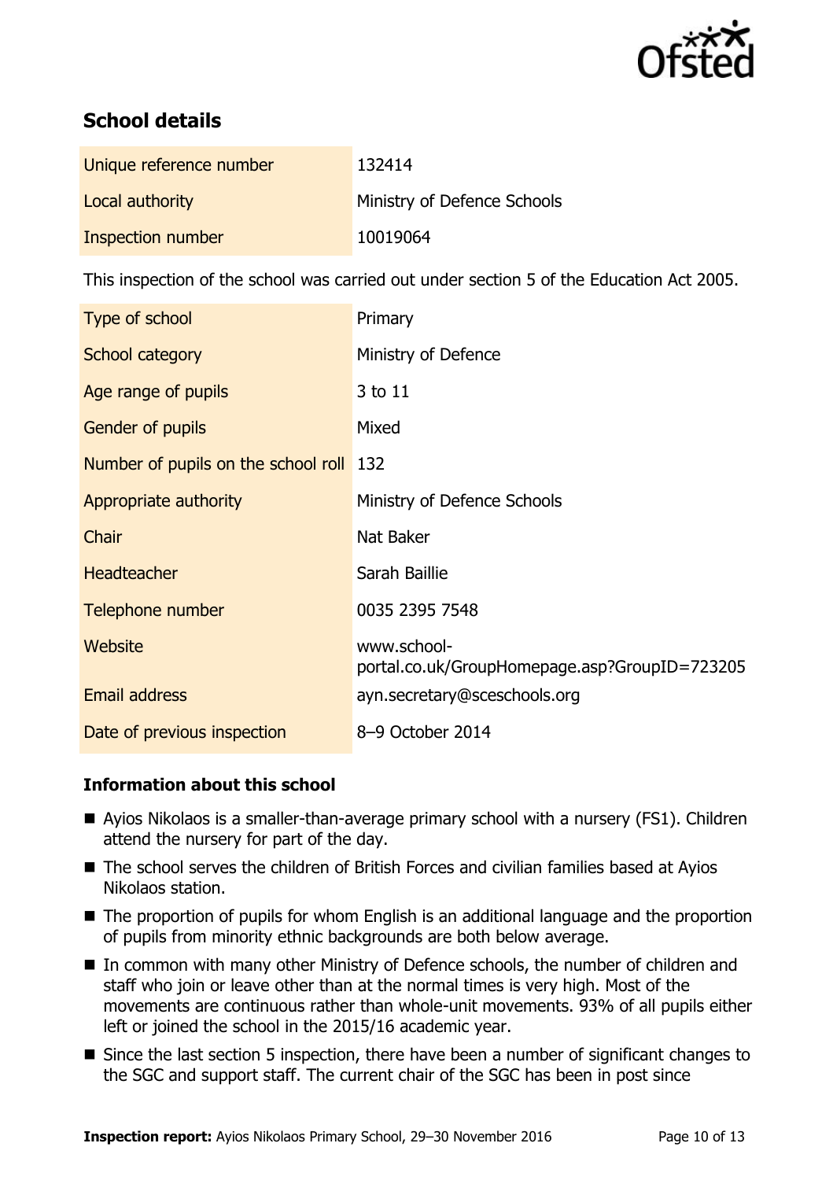## School details

| | |
|---|---|
| Unique reference number | 132414 |
| Local authority | Ministry of Defence Schools |
| Inspection number | 10019064 |

This inspection of the school was carried out under section 5 of the Education Act 2005.

| | |
|---|---|
| Type of school | Primary |
| School category | Ministry of Defence |
| Age range of pupils | 3 to 11 |
| Gender of pupils | Mixed |
| Number of pupils on the school roll | 132 |
| Appropriate authority | Ministry of Defence Schools |
| Chair | Nat Baker |
| Headteacher | Sarah Baillie |
| Telephone number | 0035 2395 7548 |
| Website | www.school-portal.co.uk/GroupHomepage.asp?GroupID=723205 |
| Email address | ayn.secretary@sceschools.org |
| Date of previous inspection | 8–9 October 2014 |

### Information about this school

- Ayios Nikolaos is a smaller-than-average primary school with a nursery (FS1). Children attend the nursery for part of the day.
- The school serves the children of British Forces and civilian families based at Ayios Nikolaos station.
- The proportion of pupils for whom English is an additional language and the proportion of pupils from minority ethnic backgrounds are both below average.
- In common with many other Ministry of Defence schools, the number of children and staff who join or leave other than at the normal times is very high. Most of the movements are continuous rather than whole-unit movements. 93% of all pupils either left or joined the school in the 2015/16 academic year.
- Since the last section 5 inspection, there have been a number of significant changes to the SGC and support staff. The current chair of the SGC has been in post since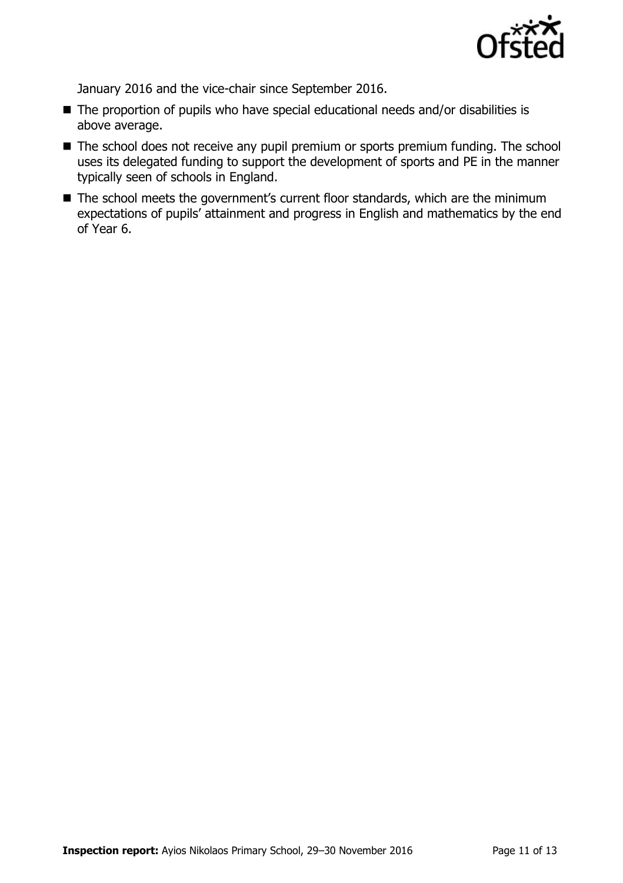January 2016 and the vice-chair since September 2016.

- The proportion of pupils who have special educational needs and/or disabilities is above average.
- The school does not receive any pupil premium or sports premium funding. The school uses its delegated funding to support the development of sports and PE in the manner typically seen of schools in England.
- The school meets the government's current floor standards, which are the minimum expectations of pupils' attainment and progress in English and mathematics by the end of Year 6.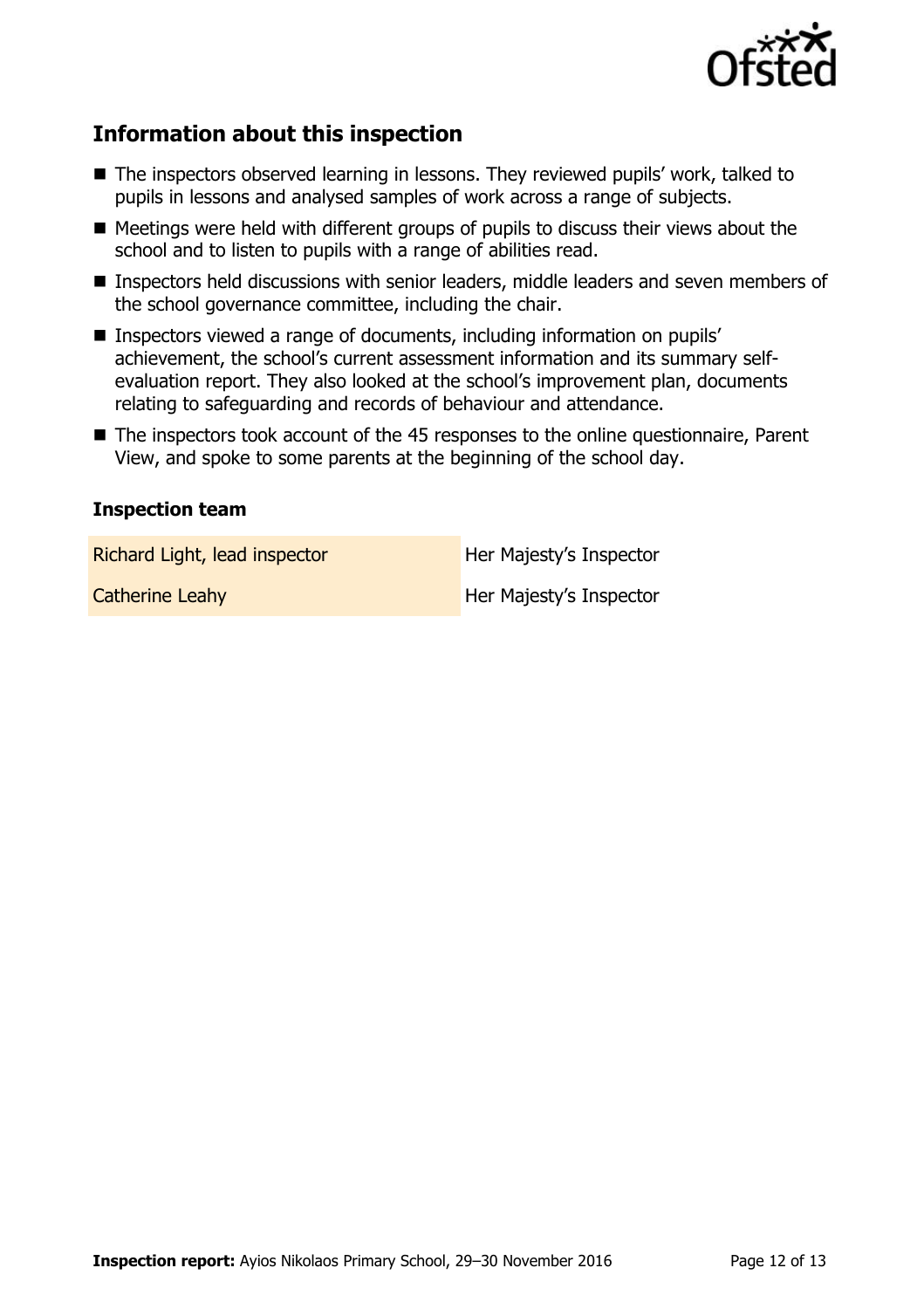## Information about this inspection

- The inspectors observed learning in lessons. They reviewed pupils' work, talked to pupils in lessons and analysed samples of work across a range of subjects.
- Meetings were held with different groups of pupils to discuss their views about the school and to listen to pupils with a range of abilities read.
- Inspectors held discussions with senior leaders, middle leaders and seven members of the school governance committee, including the chair.
- Inspectors viewed a range of documents, including information on pupils' achievement, the school's current assessment information and its summary self-evaluation report. They also looked at the school's improvement plan, documents relating to safeguarding and records of behaviour and attendance.
- The inspectors took account of the 45 responses to the online questionnaire, Parent View, and spoke to some parents at the beginning of the school day.

### Inspection team

| | |
|---|---|
| Richard Light, lead inspector | Her Majesty's Inspector |
| Catherine Leahy | Her Majesty's Inspector |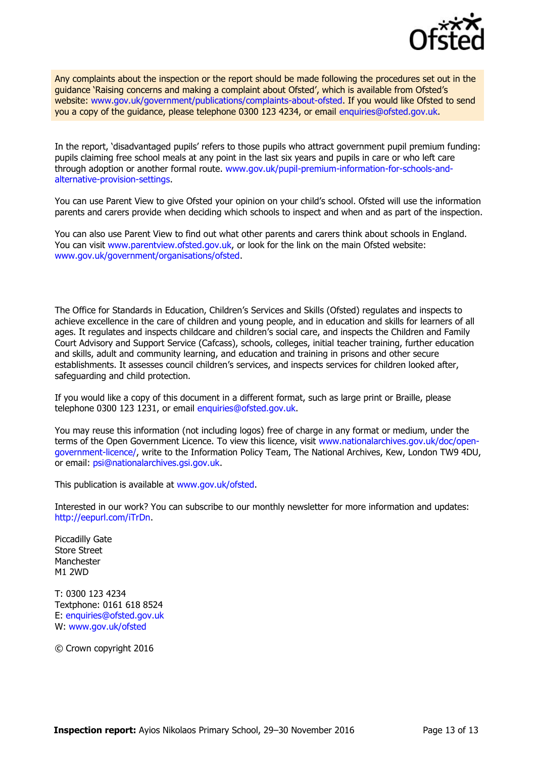Any complaints about the inspection or the report should be made following the procedures set out in the guidance 'Raising concerns and making a complaint about Ofsted', which is available from Ofsted's website: www.gov.uk/government/publications/complaints-about-ofsted. If you would like Ofsted to send you a copy of the guidance, please telephone 0300 123 4234, or email enquiries@ofsted.gov.uk.

In the report, 'disadvantaged pupils' refers to those pupils who attract government pupil premium funding: pupils claiming free school meals at any point in the last six years and pupils in care or who left care through adoption or another formal route. www.gov.uk/pupil-premium-information-for-schools-and-alternative-provision-settings.

You can use Parent View to give Ofsted your opinion on your child's school. Ofsted will use the information parents and carers provide when deciding which schools to inspect and when and as part of the inspection.

You can also use Parent View to find out what other parents and carers think about schools in England. You can visit www.parentview.ofsted.gov.uk, or look for the link on the main Ofsted website: www.gov.uk/government/organisations/ofsted.

The Office for Standards in Education, Children's Services and Skills (Ofsted) regulates and inspects to achieve excellence in the care of children and young people, and in education and skills for learners of all ages. It regulates and inspects childcare and children's social care, and inspects the Children and Family Court Advisory and Support Service (Cafcass), schools, colleges, initial teacher training, further education and skills, adult and community learning, and education and training in prisons and other secure establishments. It assesses council children's services, and inspects services for children looked after, safeguarding and child protection.

If you would like a copy of this document in a different format, such as large print or Braille, please telephone 0300 123 1231, or email enquiries@ofsted.gov.uk.

You may reuse this information (not including logos) free of charge in any format or medium, under the terms of the Open Government Licence. To view this licence, visit www.nationalarchives.gov.uk/doc/open-government-licence/, write to the Information Policy Team, The National Archives, Kew, London TW9 4DU, or email: psi@nationalarchives.gsi.gov.uk.

This publication is available at www.gov.uk/ofsted.

Interested in our work? You can subscribe to our monthly newsletter for more information and updates: http://eepurl.com/iTrDn.

Piccadilly Gate
Store Street
Manchester
M1 2WD

T: 0300 123 4234
Textphone: 0161 618 8524
E: enquiries@ofsted.gov.uk
W: www.gov.uk/ofsted

© Crown copyright 2016